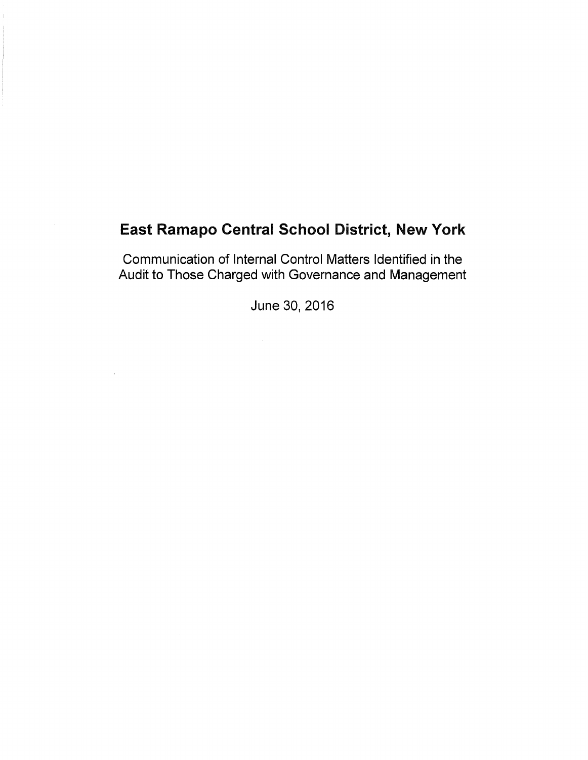# East Ramapo Central School District, New York

Communication of Internal Control Matters Identified in the Audit to Those Charged with Governance and Management

June 30, 2016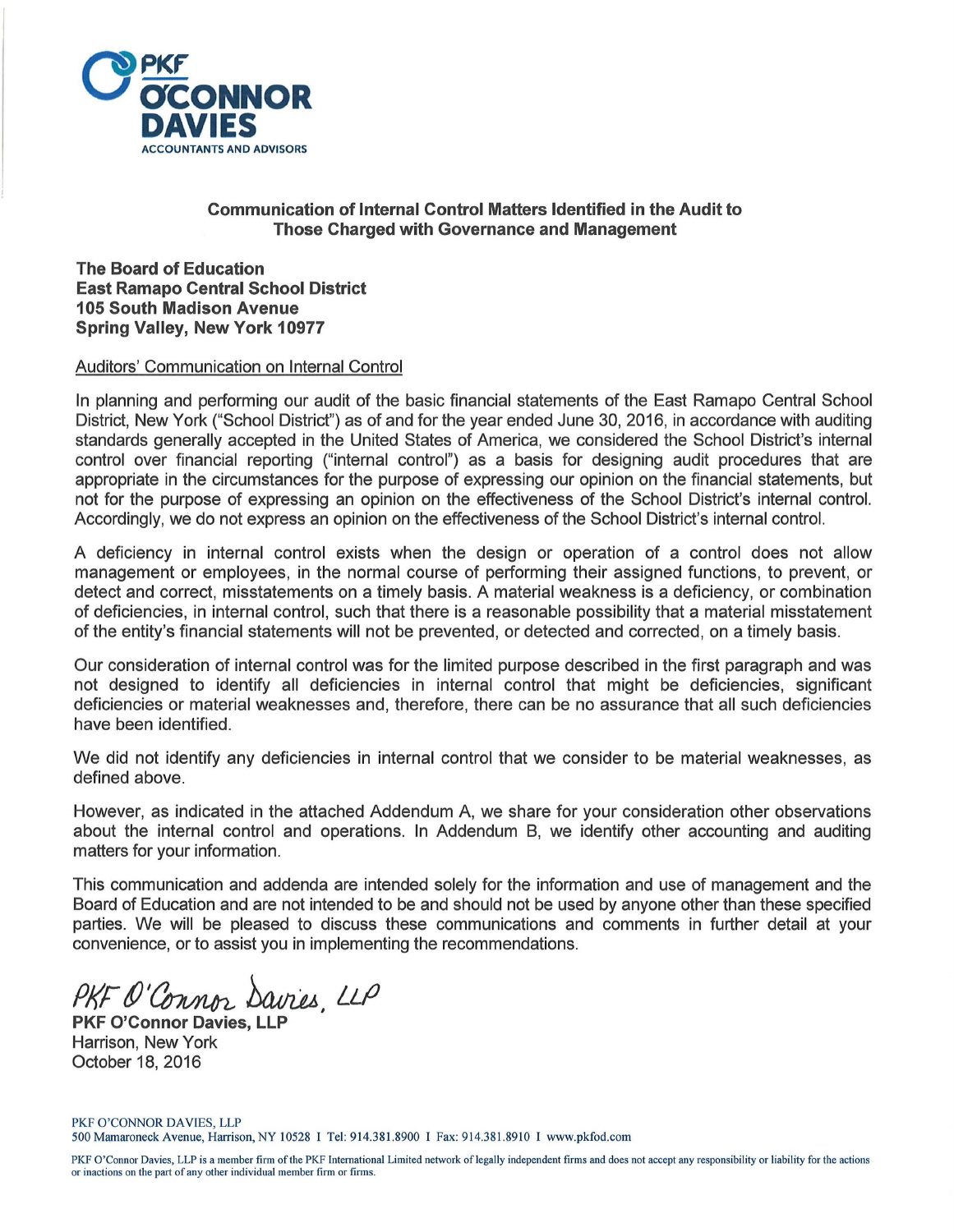**PKF O'CONNOR DAVIES**
ACCOUNTANTS AND ADVISORS

## Communication of Internal Control Matters Identified in the Audit to Those Charged with Governance and Management

**The Board of Education**
**East Ramapo Central School District**
**105 South Madison Avenue**
**Spring Valley, New York 10977**

Auditors' Communication on Internal Control

In planning and performing our audit of the basic financial statements of the East Ramapo Central School District, New York ("School District") as of and for the year ended June 30, 2016, in accordance with auditing standards generally accepted in the United States of America, we considered the School District's internal control over financial reporting ("internal control") as a basis for designing audit procedures that are appropriate in the circumstances for the purpose of expressing our opinion on the financial statements, but not for the purpose of expressing an opinion on the effectiveness of the School District's internal control. Accordingly, we do not express an opinion on the effectiveness of the School District's internal control.

A deficiency in internal control exists when the design or operation of a control does not allow management or employees, in the normal course of performing their assigned functions, to prevent, or detect and correct, misstatements on a timely basis. A material weakness is a deficiency, or combination of deficiencies, in internal control, such that there is a reasonable possibility that a material misstatement of the entity's financial statements will not be prevented, or detected and corrected, on a timely basis.

Our consideration of internal control was for the limited purpose described in the first paragraph and was not designed to identify all deficiencies in internal control that might be deficiencies, significant deficiencies or material weaknesses and, therefore, there can be no assurance that all such deficiencies have been identified.

We did not identify any deficiencies in internal control that we consider to be material weaknesses, as defined above.

However, as indicated in the attached Addendum A, we share for your consideration other observations about the internal control and operations. In Addendum B, we identify other accounting and auditing matters for your information.

This communication and addenda are intended solely for the information and use of management and the Board of Education and are not intended to be and should not be used by anyone other than these specified parties. We will be pleased to discuss these communications and comments in further detail at your convenience, or to assist you in implementing the recommendations.

*PKF O'Connor Davies, LLP*
**PKF O'Connor Davies, LLP**
Harrison, New York
October 18, 2016

PKF O'CONNOR DAVIES, LLP
500 Mamaroneck Avenue, Harrison, NY 10528 I Tel: 914.381.8900 I Fax: 914.381.8910 I www.pkfod.com

PKF O'Connor Davies, LLP is a member firm of the PKF International Limited network of legally independent firms and does not accept any responsibility or liability for the actions or inactions on the part of any other individual member firm or firms.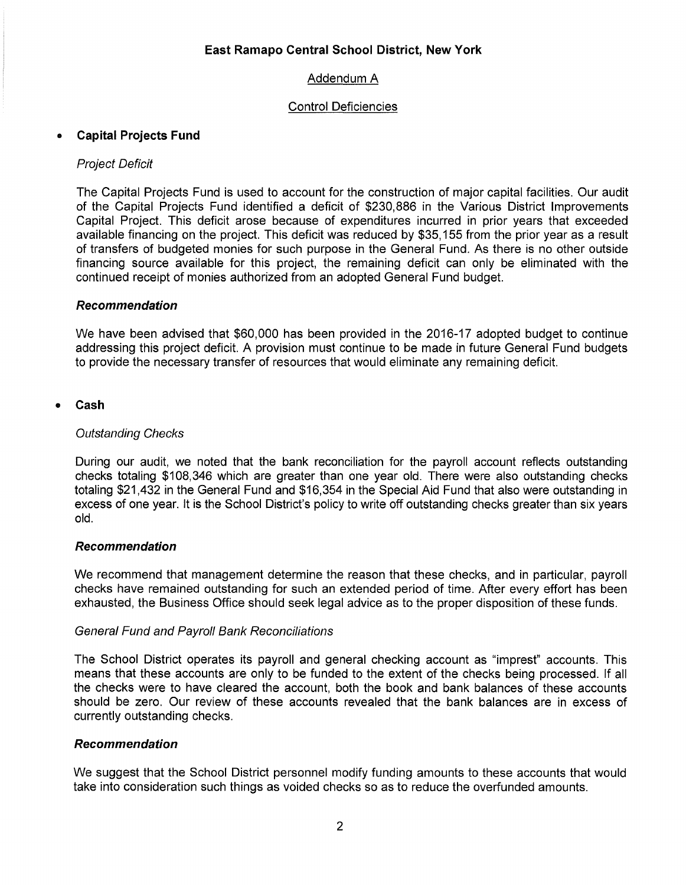**East Ramapo Central School District, New York**

Addendum A

Control Deficiencies

- **Capital Projects Fund**

*Project Deficit*

The Capital Projects Fund is used to account for the construction of major capital facilities. Our audit of the Capital Projects Fund identified a deficit of $230,886 in the Various District Improvements Capital Project. This deficit arose because of expenditures incurred in prior years that exceeded available financing on the project. This deficit was reduced by $35,155 from the prior year as a result of transfers of budgeted monies for such purpose in the General Fund. As there is no other outside financing source available for this project, the remaining deficit can only be eliminated with the continued receipt of monies authorized from an adopted General Fund budget.

***Recommendation***

We have been advised that $60,000 has been provided in the 2016-17 adopted budget to continue addressing this project deficit. A provision must continue to be made in future General Fund budgets to provide the necessary transfer of resources that would eliminate any remaining deficit.

- **Cash**

*Outstanding Checks*

During our audit, we noted that the bank reconciliation for the payroll account reflects outstanding checks totaling $108,346 which are greater than one year old. There were also outstanding checks totaling $21,432 in the General Fund and $16,354 in the Special Aid Fund that also were outstanding in excess of one year. It is the School District's policy to write off outstanding checks greater than six years old.

***Recommendation***

We recommend that management determine the reason that these checks, and in particular, payroll checks have remained outstanding for such an extended period of time. After every effort has been exhausted, the Business Office should seek legal advice as to the proper disposition of these funds.

*General Fund and Payroll Bank Reconciliations*

The School District operates its payroll and general checking account as "imprest" accounts. This means that these accounts are only to be funded to the extent of the checks being processed. If all the checks were to have cleared the account, both the book and bank balances of these accounts should be zero. Our review of these accounts revealed that the bank balances are in excess of currently outstanding checks.

***Recommendation***

We suggest that the School District personnel modify funding amounts to these accounts that would take into consideration such things as voided checks so as to reduce the overfunded amounts.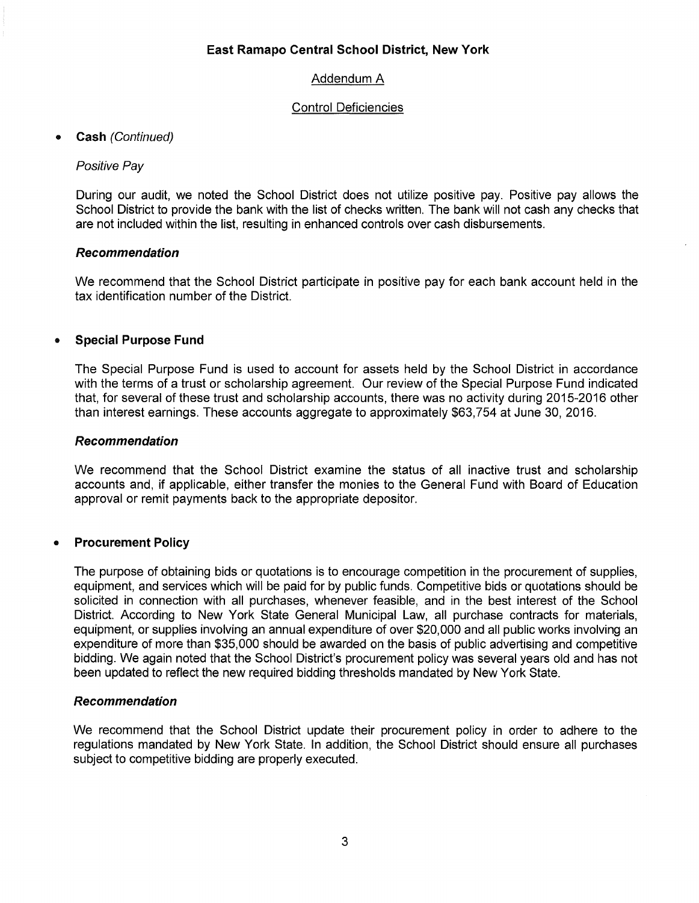**East Ramapo Central School District, New York**

Addendum A

Control Deficiencies

- **Cash** *(Continued)*

*Positive Pay*

During our audit, we noted the School District does not utilize positive pay. Positive pay allows the School District to provide the bank with the list of checks written. The bank will not cash any checks that are not included within the list, resulting in enhanced controls over cash disbursements.

***Recommendation***

We recommend that the School District participate in positive pay for each bank account held in the tax identification number of the District.

- **Special Purpose Fund**

The Special Purpose Fund is used to account for assets held by the School District in accordance with the terms of a trust or scholarship agreement. Our review of the Special Purpose Fund indicated that, for several of these trust and scholarship accounts, there was no activity during 2015-2016 other than interest earnings. These accounts aggregate to approximately $63,754 at June 30, 2016.

***Recommendation***

We recommend that the School District examine the status of all inactive trust and scholarship accounts and, if applicable, either transfer the monies to the General Fund with Board of Education approval or remit payments back to the appropriate depositor.

- **Procurement Policy**

The purpose of obtaining bids or quotations is to encourage competition in the procurement of supplies, equipment, and services which will be paid for by public funds. Competitive bids or quotations should be solicited in connection with all purchases, whenever feasible, and in the best interest of the School District. According to New York State General Municipal Law, all purchase contracts for materials, equipment, or supplies involving an annual expenditure of over $20,000 and all public works involving an expenditure of more than $35,000 should be awarded on the basis of public advertising and competitive bidding. We again noted that the School District's procurement policy was several years old and has not been updated to reflect the new required bidding thresholds mandated by New York State.

***Recommendation***

We recommend that the School District update their procurement policy in order to adhere to the regulations mandated by New York State. In addition, the School District should ensure all purchases subject to competitive bidding are properly executed.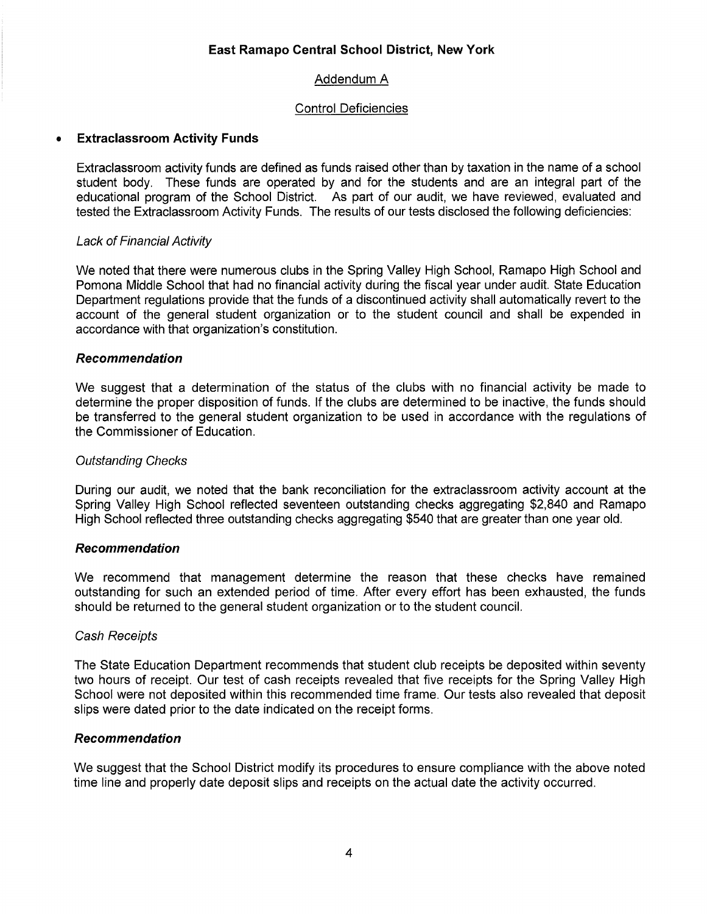**East Ramapo Central School District, New York**

Addendum A

Control Deficiencies

- **Extraclassroom Activity Funds**

Extraclassroom activity funds are defined as funds raised other than by taxation in the name of a school student body. These funds are operated by and for the students and are an integral part of the educational program of the School District. As part of our audit, we have reviewed, evaluated and tested the Extraclassroom Activity Funds. The results of our tests disclosed the following deficiencies:

*Lack of Financial Activity*

We noted that there were numerous clubs in the Spring Valley High School, Ramapo High School and Pomona Middle School that had no financial activity during the fiscal year under audit. State Education Department regulations provide that the funds of a discontinued activity shall automatically revert to the account of the general student organization or to the student council and shall be expended in accordance with that organization's constitution.

***Recommendation***

We suggest that a determination of the status of the clubs with no financial activity be made to determine the proper disposition of funds. If the clubs are determined to be inactive, the funds should be transferred to the general student organization to be used in accordance with the regulations of the Commissioner of Education.

*Outstanding Checks*

During our audit, we noted that the bank reconciliation for the extraclassroom activity account at the Spring Valley High School reflected seventeen outstanding checks aggregating $2,840 and Ramapo High School reflected three outstanding checks aggregating $540 that are greater than one year old.

***Recommendation***

We recommend that management determine the reason that these checks have remained outstanding for such an extended period of time. After every effort has been exhausted, the funds should be returned to the general student organization or to the student council.

*Cash Receipts*

The State Education Department recommends that student club receipts be deposited within seventy two hours of receipt. Our test of cash receipts revealed that five receipts for the Spring Valley High School were not deposited within this recommended time frame. Our tests also revealed that deposit slips were dated prior to the date indicated on the receipt forms.

***Recommendation***

We suggest that the School District modify its procedures to ensure compliance with the above noted time line and properly date deposit slips and receipts on the actual date the activity occurred.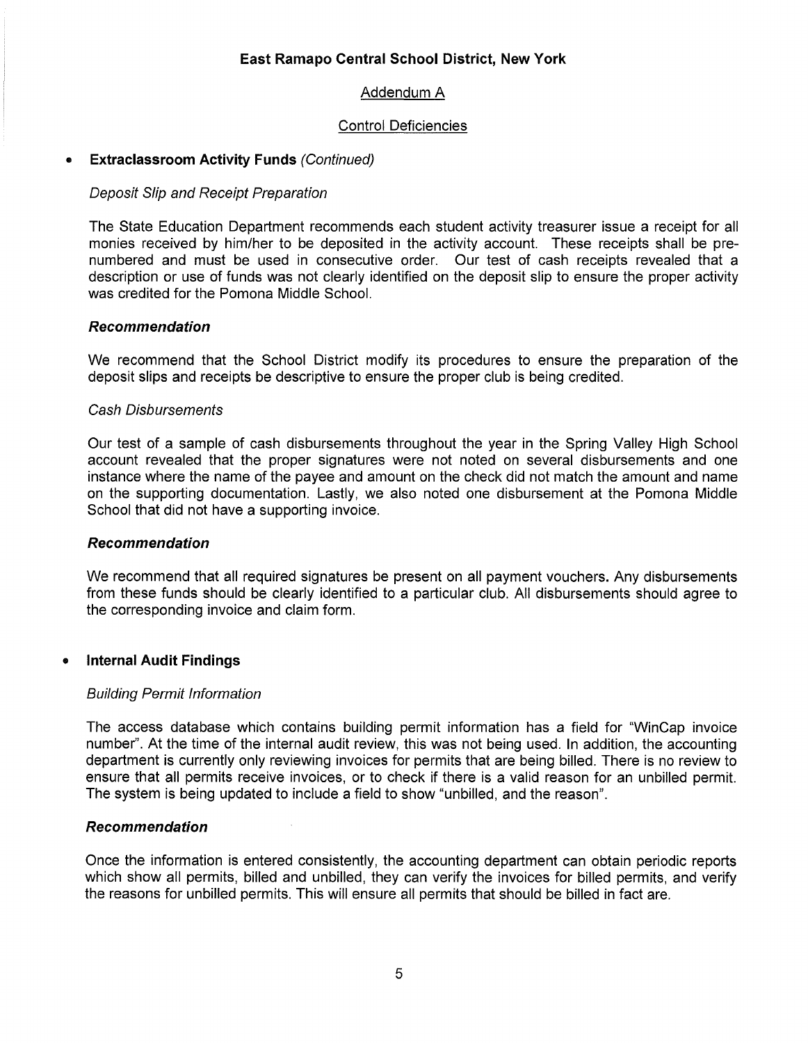**East Ramapo Central School District, New York**

Addendum A

Control Deficiencies

- **Extraclassroom Activity Funds** *(Continued)*

*Deposit Slip and Receipt Preparation*

The State Education Department recommends each student activity treasurer issue a receipt for all monies received by him/her to be deposited in the activity account. These receipts shall be pre-numbered and must be used in consecutive order. Our test of cash receipts revealed that a description or use of funds was not clearly identified on the deposit slip to ensure the proper activity was credited for the Pomona Middle School.

***Recommendation***

We recommend that the School District modify its procedures to ensure the preparation of the deposit slips and receipts be descriptive to ensure the proper club is being credited.

*Cash Disbursements*

Our test of a sample of cash disbursements throughout the year in the Spring Valley High School account revealed that the proper signatures were not noted on several disbursements and one instance where the name of the payee and amount on the check did not match the amount and name on the supporting documentation. Lastly, we also noted one disbursement at the Pomona Middle School that did not have a supporting invoice.

***Recommendation***

We recommend that all required signatures be present on all payment vouchers. Any disbursements from these funds should be clearly identified to a particular club. All disbursements should agree to the corresponding invoice and claim form.

- **Internal Audit Findings**

*Building Permit Information*

The access database which contains building permit information has a field for "WinCap invoice number". At the time of the internal audit review, this was not being used. In addition, the accounting department is currently only reviewing invoices for permits that are being billed. There is no review to ensure that all permits receive invoices, or to check if there is a valid reason for an unbilled permit. The system is being updated to include a field to show "unbilled, and the reason".

***Recommendation***

Once the information is entered consistently, the accounting department can obtain periodic reports which show all permits, billed and unbilled, they can verify the invoices for billed permits, and verify the reasons for unbilled permits. This will ensure all permits that should be billed in fact are.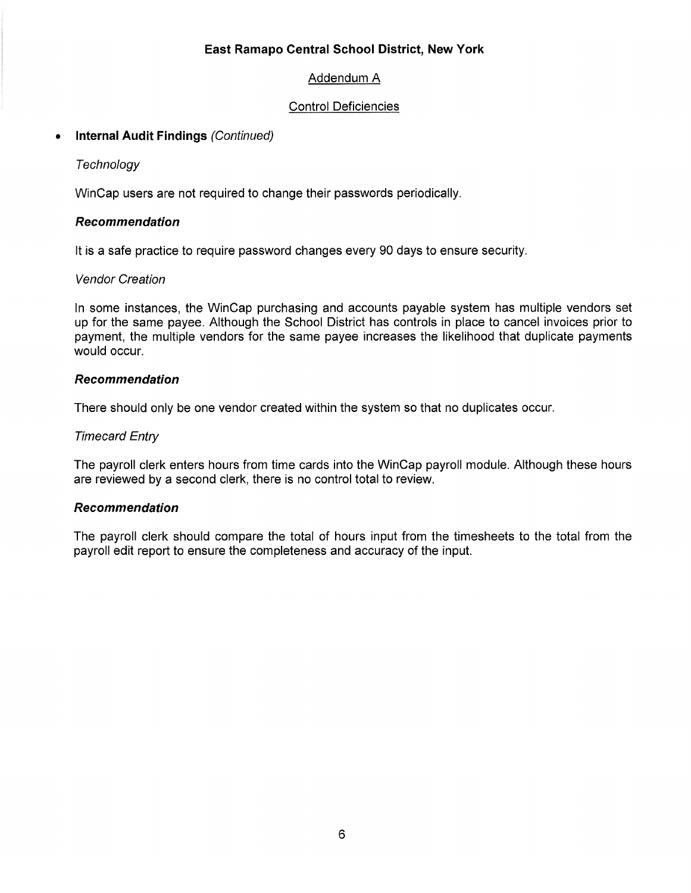**East Ramapo Central School District, New York**

Addendum A

Control Deficiencies

- **Internal Audit Findings** *(Continued)*

*Technology*

WinCap users are not required to change their passwords periodically.

***Recommendation***

It is a safe practice to require password changes every 90 days to ensure security.

*Vendor Creation*

In some instances, the WinCap purchasing and accounts payable system has multiple vendors set up for the same payee. Although the School District has controls in place to cancel invoices prior to payment, the multiple vendors for the same payee increases the likelihood that duplicate payments would occur.

***Recommendation***

There should only be one vendor created within the system so that no duplicates occur.

*Timecard Entry*

The payroll clerk enters hours from time cards into the WinCap payroll module. Although these hours are reviewed by a second clerk, there is no control total to review.

***Recommendation***

The payroll clerk should compare the total of hours input from the timesheets to the total from the payroll edit report to ensure the completeness and accuracy of the input.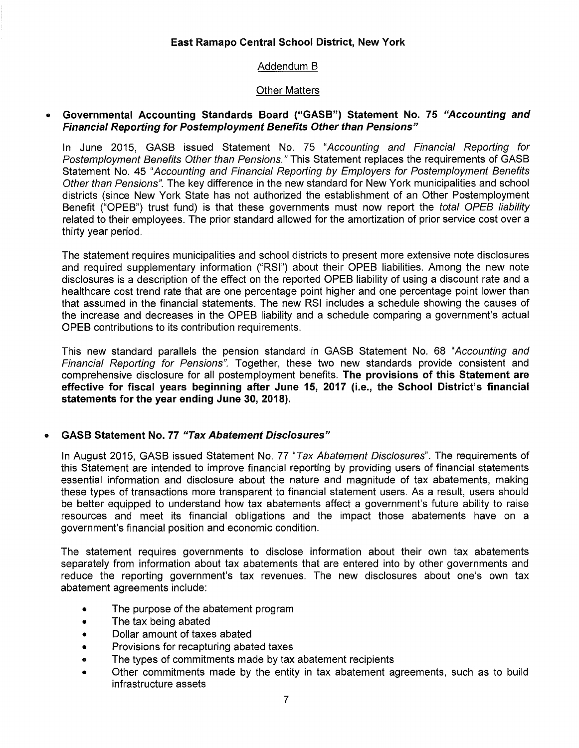**East Ramapo Central School District, New York**

Addendum B

Other Matters

- **Governmental Accounting Standards Board ("GASB") Statement No. 75 *"Accounting and Financial Reporting for Postemployment Benefits Other than Pensions"***

  In June 2015, GASB issued Statement No. 75 *"Accounting and Financial Reporting for Postemployment Benefits Other than Pensions."* This Statement replaces the requirements of GASB Statement No. 45 *"Accounting and Financial Reporting by Employers for Postemployment Benefits Other than Pensions"*. The key difference in the new standard for New York municipalities and school districts (since New York State has not authorized the establishment of an Other Postemployment Benefit ("OPEB") trust fund) is that these governments must now report the *total OPEB liability* related to their employees. The prior standard allowed for the amortization of prior service cost over a thirty year period.

  The statement requires municipalities and school districts to present more extensive note disclosures and required supplementary information ("RSI") about their OPEB liabilities. Among the new note disclosures is a description of the effect on the reported OPEB liability of using a discount rate and a healthcare cost trend rate that are one percentage point higher and one percentage point lower than that assumed in the financial statements. The new RSI includes a schedule showing the causes of the increase and decreases in the OPEB liability and a schedule comparing a government's actual OPEB contributions to its contribution requirements.

  This new standard parallels the pension standard in GASB Statement No. 68 *"Accounting and Financial Reporting for Pensions"*. Together, these two new standards provide consistent and comprehensive disclosure for all postemployment benefits. **The provisions of this Statement are effective for fiscal years beginning after June 15, 2017 (i.e., the School District's financial statements for the year ending June 30, 2018).**

- **GASB Statement No. 77 *"Tax Abatement Disclosures"***

  In August 2015, GASB issued Statement No. 77 *"Tax Abatement Disclosures"*. The requirements of this Statement are intended to improve financial reporting by providing users of financial statements essential information and disclosure about the nature and magnitude of tax abatements, making these types of transactions more transparent to financial statement users. As a result, users should be better equipped to understand how tax abatements affect a government's future ability to raise resources and meet its financial obligations and the impact those abatements have on a government's financial position and economic condition.

  The statement requires governments to disclose information about their own tax abatements separately from information about tax abatements that are entered into by other governments and reduce the reporting government's tax revenues. The new disclosures about one's own tax abatement agreements include:

  - The purpose of the abatement program
  - The tax being abated
  - Dollar amount of taxes abated
  - Provisions for recapturing abated taxes
  - The types of commitments made by tax abatement recipients
  - Other commitments made by the entity in tax abatement agreements, such as to build infrastructure assets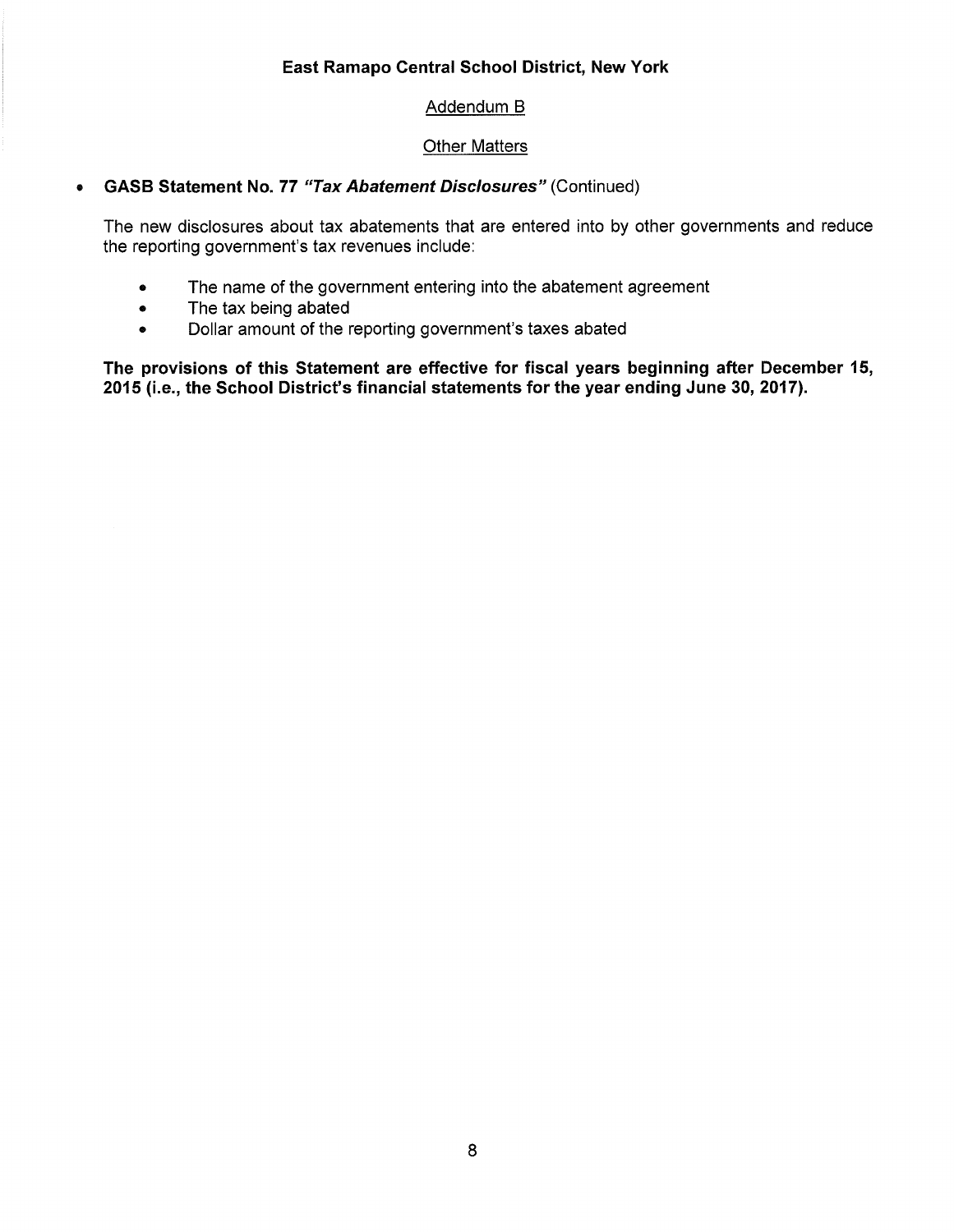**East Ramapo Central School District, New York**

Addendum B

Other Matters

- **GASB Statement No. 77 *"Tax Abatement Disclosures"*** (Continued)

  The new disclosures about tax abatements that are entered into by other governments and reduce the reporting government's tax revenues include:

  - The name of the government entering into the abatement agreement
  - The tax being abated
  - Dollar amount of the reporting government's taxes abated

  **The provisions of this Statement are effective for fiscal years beginning after December 15, 2015 (i.e., the School District's financial statements for the year ending June 30, 2017).**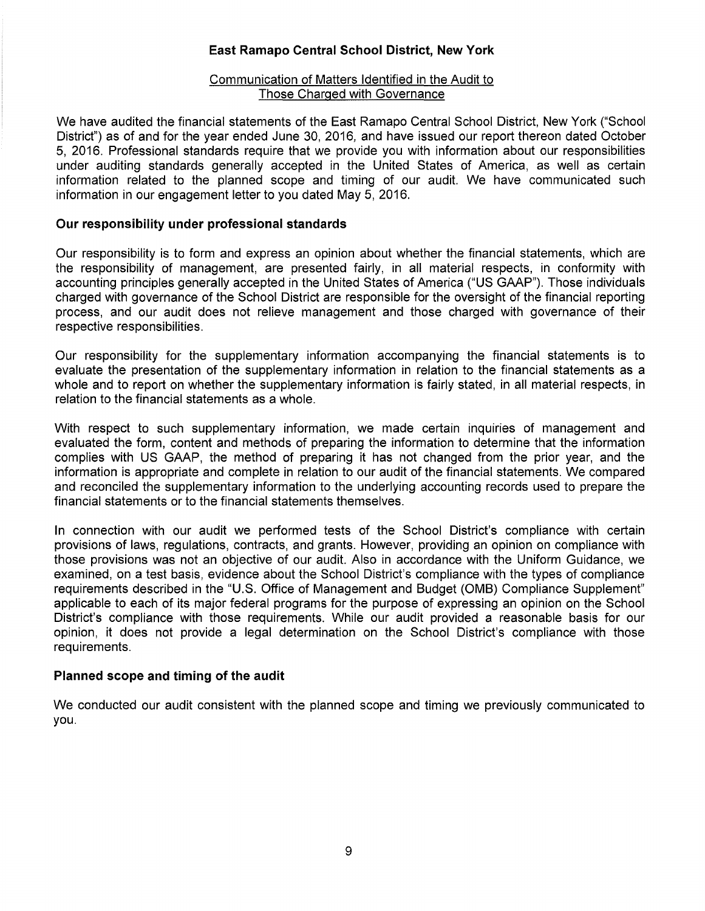**East Ramapo Central School District, New York**

Communication of Matters Identified in the Audit to Those Charged with Governance

We have audited the financial statements of the East Ramapo Central School District, New York ("School District") as of and for the year ended June 30, 2016, and have issued our report thereon dated October 5, 2016. Professional standards require that we provide you with information about our responsibilities under auditing standards generally accepted in the United States of America, as well as certain information related to the planned scope and timing of our audit. We have communicated such information in our engagement letter to you dated May 5, 2016.

**Our responsibility under professional standards**

Our responsibility is to form and express an opinion about whether the financial statements, which are the responsibility of management, are presented fairly, in all material respects, in conformity with accounting principles generally accepted in the United States of America ("US GAAP"). Those individuals charged with governance of the School District are responsible for the oversight of the financial reporting process, and our audit does not relieve management and those charged with governance of their respective responsibilities.

Our responsibility for the supplementary information accompanying the financial statements is to evaluate the presentation of the supplementary information in relation to the financial statements as a whole and to report on whether the supplementary information is fairly stated, in all material respects, in relation to the financial statements as a whole.

With respect to such supplementary information, we made certain inquiries of management and evaluated the form, content and methods of preparing the information to determine that the information complies with US GAAP, the method of preparing it has not changed from the prior year, and the information is appropriate and complete in relation to our audit of the financial statements. We compared and reconciled the supplementary information to the underlying accounting records used to prepare the financial statements or to the financial statements themselves.

In connection with our audit we performed tests of the School District's compliance with certain provisions of laws, regulations, contracts, and grants. However, providing an opinion on compliance with those provisions was not an objective of our audit. Also in accordance with the Uniform Guidance, we examined, on a test basis, evidence about the School District's compliance with the types of compliance requirements described in the "U.S. Office of Management and Budget (OMB) Compliance Supplement" applicable to each of its major federal programs for the purpose of expressing an opinion on the School District's compliance with those requirements. While our audit provided a reasonable basis for our opinion, it does not provide a legal determination on the School District's compliance with those requirements.

**Planned scope and timing of the audit**

We conducted our audit consistent with the planned scope and timing we previously communicated to you.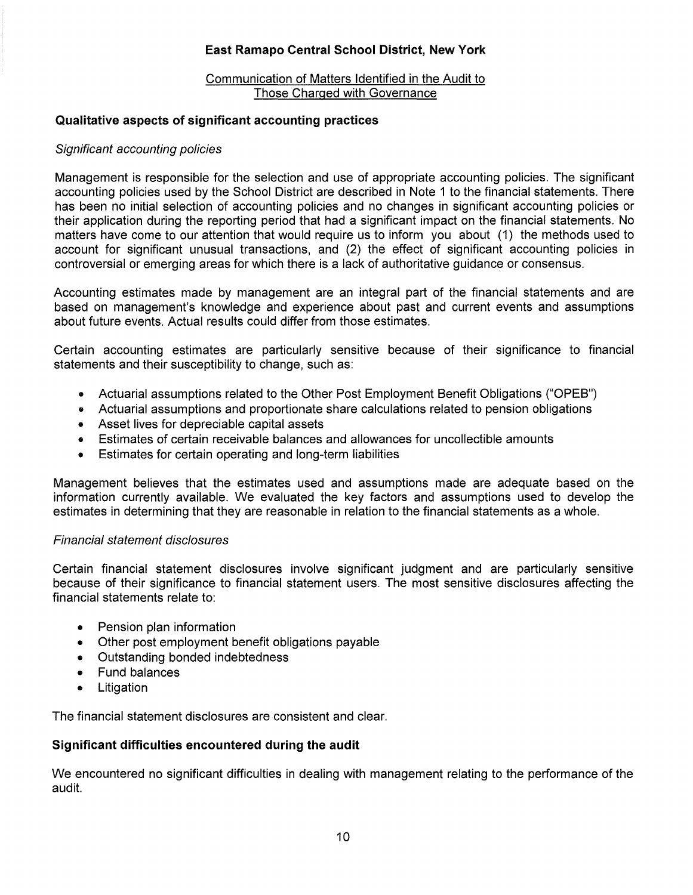**East Ramapo Central School District, New York**

Communication of Matters Identified in the Audit to Those Charged with Governance

**Qualitative aspects of significant accounting practices**

*Significant accounting policies*

Management is responsible for the selection and use of appropriate accounting policies. The significant accounting policies used by the School District are described in Note 1 to the financial statements. There has been no initial selection of accounting policies and no changes in significant accounting policies or their application during the reporting period that had a significant impact on the financial statements. No matters have come to our attention that would require us to inform you about (1) the methods used to account for significant unusual transactions, and (2) the effect of significant accounting policies in controversial or emerging areas for which there is a lack of authoritative guidance or consensus.

Accounting estimates made by management are an integral part of the financial statements and are based on management's knowledge and experience about past and current events and assumptions about future events. Actual results could differ from those estimates.

Certain accounting estimates are particularly sensitive because of their significance to financial statements and their susceptibility to change, such as:

- Actuarial assumptions related to the Other Post Employment Benefit Obligations ("OPEB")
- Actuarial assumptions and proportionate share calculations related to pension obligations
- Asset lives for depreciable capital assets
- Estimates of certain receivable balances and allowances for uncollectible amounts
- Estimates for certain operating and long-term liabilities

Management believes that the estimates used and assumptions made are adequate based on the information currently available. We evaluated the key factors and assumptions used to develop the estimates in determining that they are reasonable in relation to the financial statements as a whole.

*Financial statement disclosures*

Certain financial statement disclosures involve significant judgment and are particularly sensitive because of their significance to financial statement users. The most sensitive disclosures affecting the financial statements relate to:

- Pension plan information
- Other post employment benefit obligations payable
- Outstanding bonded indebtedness
- Fund balances
- Litigation

The financial statement disclosures are consistent and clear.

**Significant difficulties encountered during the audit**

We encountered no significant difficulties in dealing with management relating to the performance of the audit.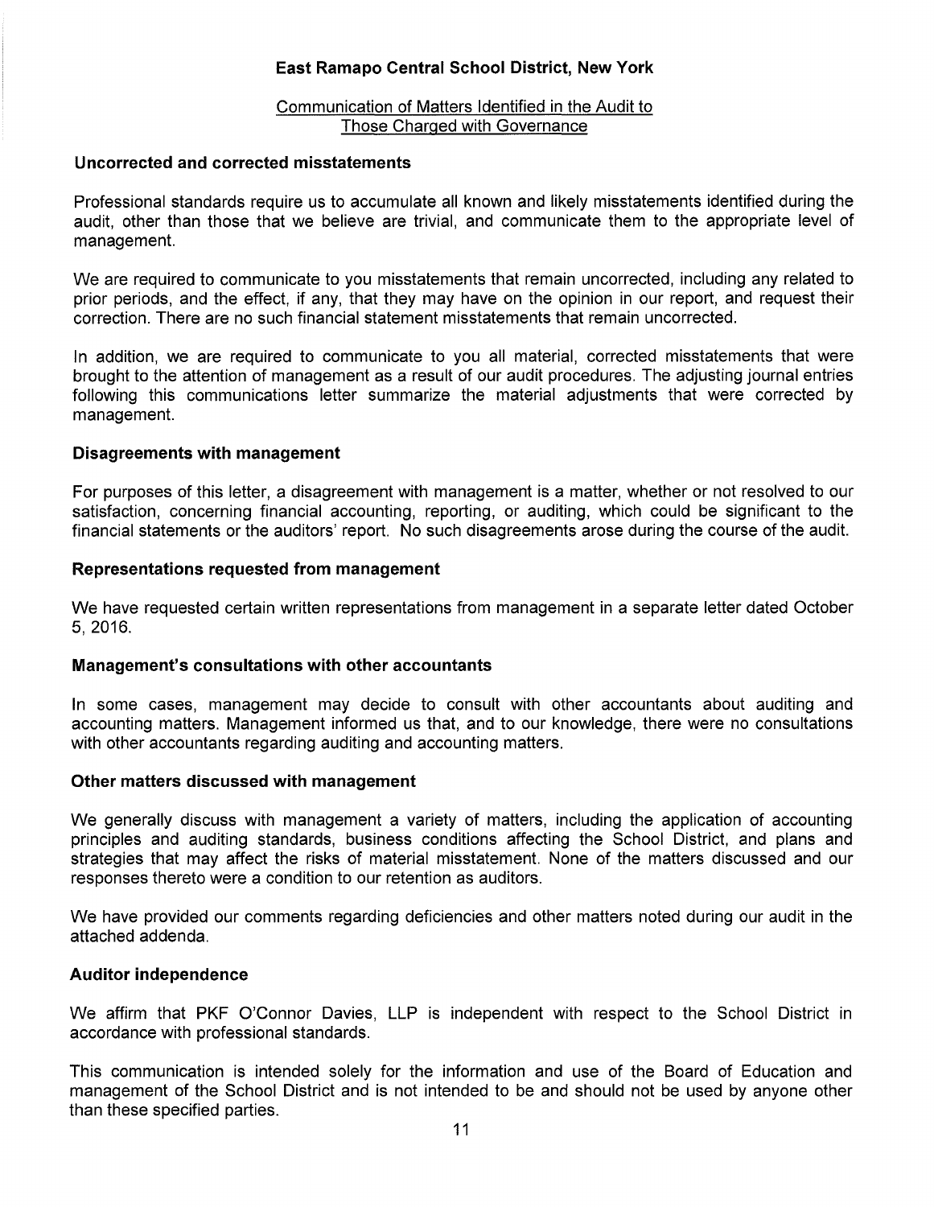**East Ramapo Central School District, New York**

Communication of Matters Identified in the Audit to Those Charged with Governance

**Uncorrected and corrected misstatements**

Professional standards require us to accumulate all known and likely misstatements identified during the audit, other than those that we believe are trivial, and communicate them to the appropriate level of management.

We are required to communicate to you misstatements that remain uncorrected, including any related to prior periods, and the effect, if any, that they may have on the opinion in our report, and request their correction. There are no such financial statement misstatements that remain uncorrected.

In addition, we are required to communicate to you all material, corrected misstatements that were brought to the attention of management as a result of our audit procedures. The adjusting journal entries following this communications letter summarize the material adjustments that were corrected by management.

**Disagreements with management**

For purposes of this letter, a disagreement with management is a matter, whether or not resolved to our satisfaction, concerning financial accounting, reporting, or auditing, which could be significant to the financial statements or the auditors' report. No such disagreements arose during the course of the audit.

**Representations requested from management**

We have requested certain written representations from management in a separate letter dated October 5, 2016.

**Management's consultations with other accountants**

In some cases, management may decide to consult with other accountants about auditing and accounting matters. Management informed us that, and to our knowledge, there were no consultations with other accountants regarding auditing and accounting matters.

**Other matters discussed with management**

We generally discuss with management a variety of matters, including the application of accounting principles and auditing standards, business conditions affecting the School District, and plans and strategies that may affect the risks of material misstatement. None of the matters discussed and our responses thereto were a condition to our retention as auditors.

We have provided our comments regarding deficiencies and other matters noted during our audit in the attached addenda.

**Auditor independence**

We affirm that PKF O'Connor Davies, LLP is independent with respect to the School District in accordance with professional standards.

This communication is intended solely for the information and use of the Board of Education and management of the School District and is not intended to be and should not be used by anyone other than these specified parties.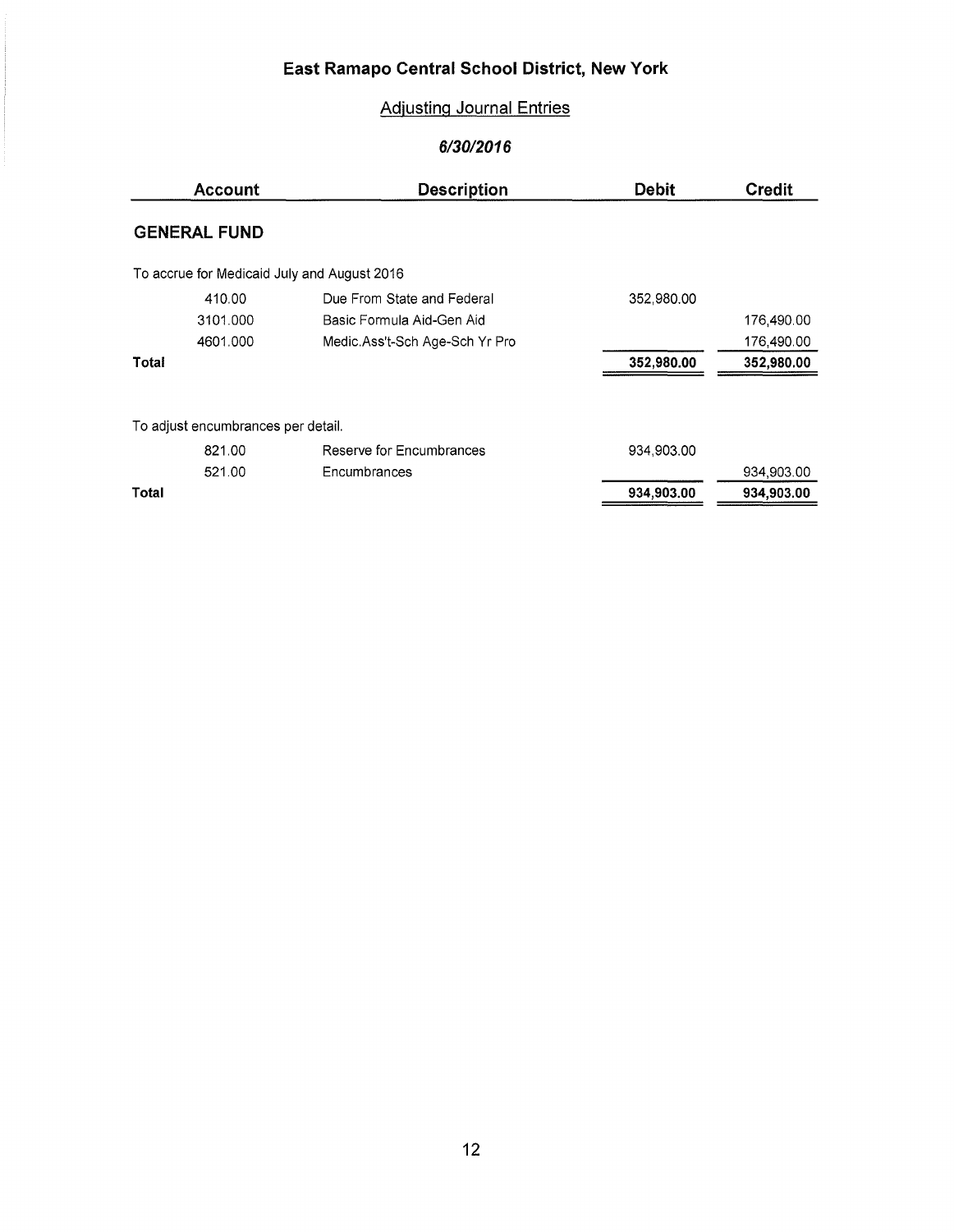# East Ramapo Central School District, New York

## Adjusting Journal Entries

### *6/30/2016*

| Account | Description | Debit | Credit |
|---|---|---|---|
| **GENERAL FUND** | | | |
| To accrue for Medicaid July and August 2016 | | | |
| 410.00 | Due From State and Federal | 352,980.00 | |
| 3101.000 | Basic Formula Aid-Gen Aid | | 176,490.00 |
| 4601.000 | Medic.Ass't-Sch Age-Sch Yr Pro | | 176,490.00 |
| **Total** | | **352,980.00** | **352,980.00** |
| To adjust encumbrances per detail. | | | |
| 821.00 | Reserve for Encumbrances | 934,903.00 | |
| 521.00 | Encumbrances | | 934,903.00 |
| **Total** | | **934,903.00** | **934,903.00** |